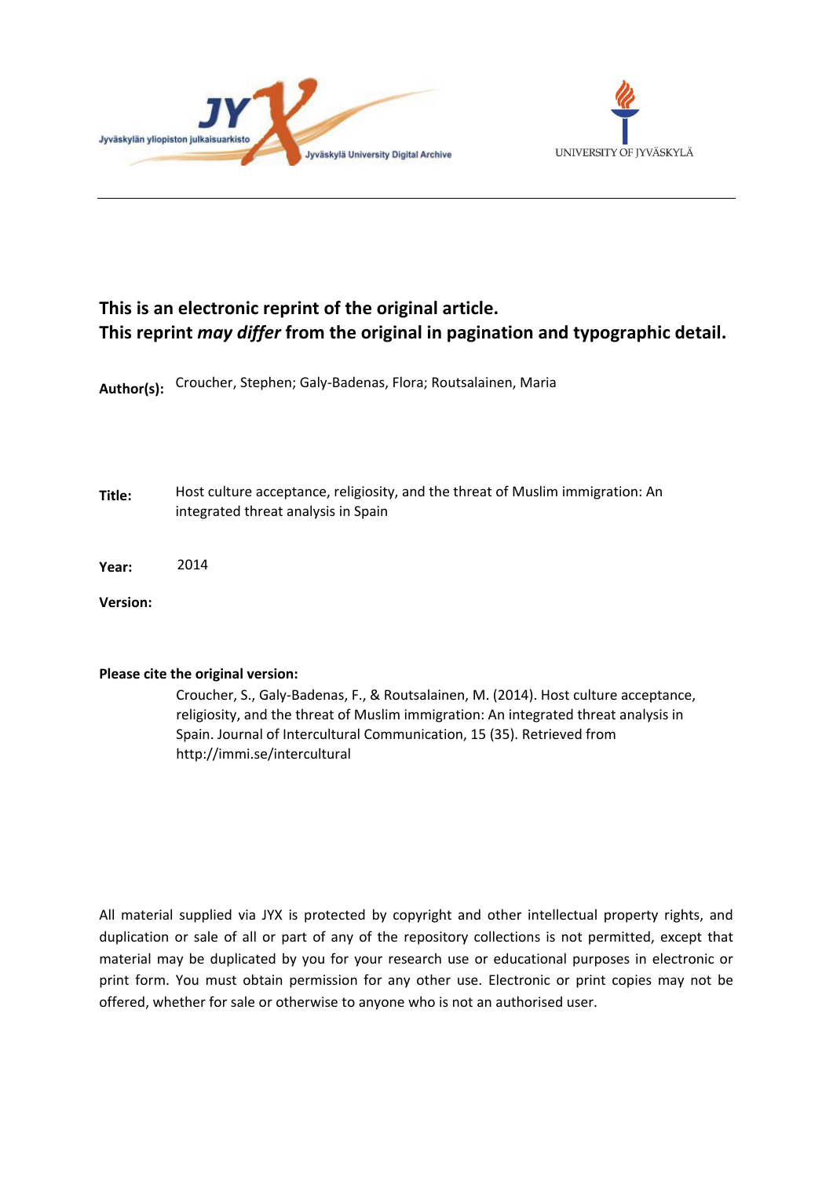Jyväskylän yliopiston julkaisuarkisto
Jyväskylä University Digital Archive

UNIVERSITY OF JYVÄSKYLÄ

**This is an electronic reprint of the original article.**
**This reprint *may differ* from the original in pagination and typographic detail.**

**Author(s):** Croucher, Stephen; Galy-Badenas, Flora; Routsalainen, Maria

**Title:** Host culture acceptance, religiosity, and the threat of Muslim immigration: An integrated threat analysis in Spain

**Year:** 2014

**Version:**

**Please cite the original version:**

Croucher, S., Galy-Badenas, F., & Routsalainen, M. (2014). Host culture acceptance, religiosity, and the threat of Muslim immigration: An integrated threat analysis in Spain. Journal of Intercultural Communication, 15 (35). Retrieved from http://immi.se/intercultural

All material supplied via JYX is protected by copyright and other intellectual property rights, and duplication or sale of all or part of any of the repository collections is not permitted, except that material may be duplicated by you for your research use or educational purposes in electronic or print form. You must obtain permission for any other use. Electronic or print copies may not be offered, whether for sale or otherwise to anyone who is not an authorised user.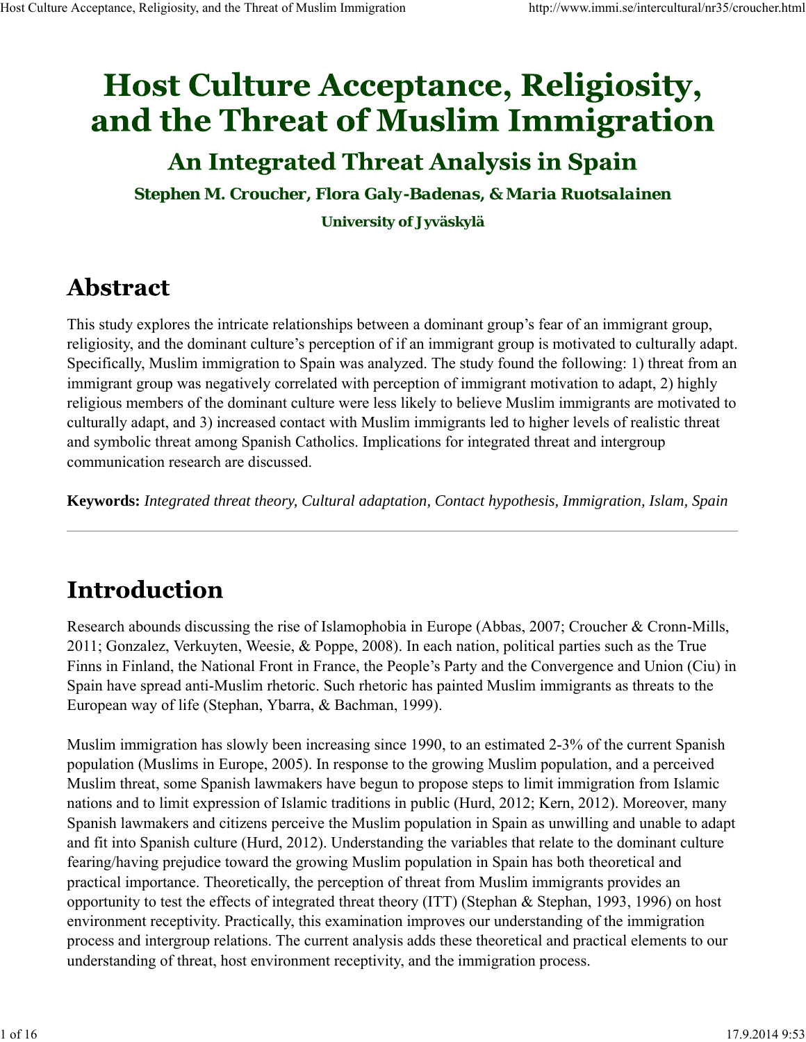# Host Culture Acceptance, Religiosity, and the Threat of Muslim Immigration

## An Integrated Threat Analysis in Spain

**Stephen M. Croucher, Flora Galy-Badenas, & Maria Ruotsalainen**

**University of Jyväskylä**

# Abstract

This study explores the intricate relationships between a dominant group's fear of an immigrant group, religiosity, and the dominant culture's perception of if an immigrant group is motivated to culturally adapt. Specifically, Muslim immigration to Spain was analyzed. The study found the following: 1) threat from an immigrant group was negatively correlated with perception of immigrant motivation to adapt, 2) highly religious members of the dominant culture were less likely to believe Muslim immigrants are motivated to culturally adapt, and 3) increased contact with Muslim immigrants led to higher levels of realistic threat and symbolic threat among Spanish Catholics. Implications for integrated threat and intergroup communication research are discussed.

**Keywords:** *Integrated threat theory, Cultural adaptation, Contact hypothesis, Immigration, Islam, Spain*

---

# Introduction

Research abounds discussing the rise of Islamophobia in Europe (Abbas, 2007; Croucher & Cronn-Mills, 2011; Gonzalez, Verkuyten, Weesie, & Poppe, 2008). In each nation, political parties such as the True Finns in Finland, the National Front in France, the People's Party and the Convergence and Union (Ciu) in Spain have spread anti-Muslim rhetoric. Such rhetoric has painted Muslim immigrants as threats to the European way of life (Stephan, Ybarra, & Bachman, 1999).

Muslim immigration has slowly been increasing since 1990, to an estimated 2-3% of the current Spanish population (Muslims in Europe, 2005). In response to the growing Muslim population, and a perceived Muslim threat, some Spanish lawmakers have begun to propose steps to limit immigration from Islamic nations and to limit expression of Islamic traditions in public (Hurd, 2012; Kern, 2012). Moreover, many Spanish lawmakers and citizens perceive the Muslim population in Spain as unwilling and unable to adapt and fit into Spanish culture (Hurd, 2012). Understanding the variables that relate to the dominant culture fearing/having prejudice toward the growing Muslim population in Spain has both theoretical and practical importance. Theoretically, the perception of threat from Muslim immigrants provides an opportunity to test the effects of integrated threat theory (ITT) (Stephan & Stephan, 1993, 1996) on host environment receptivity. Practically, this examination improves our understanding of the immigration process and intergroup relations. The current analysis adds these theoretical and practical elements to our understanding of threat, host environment receptivity, and the immigration process.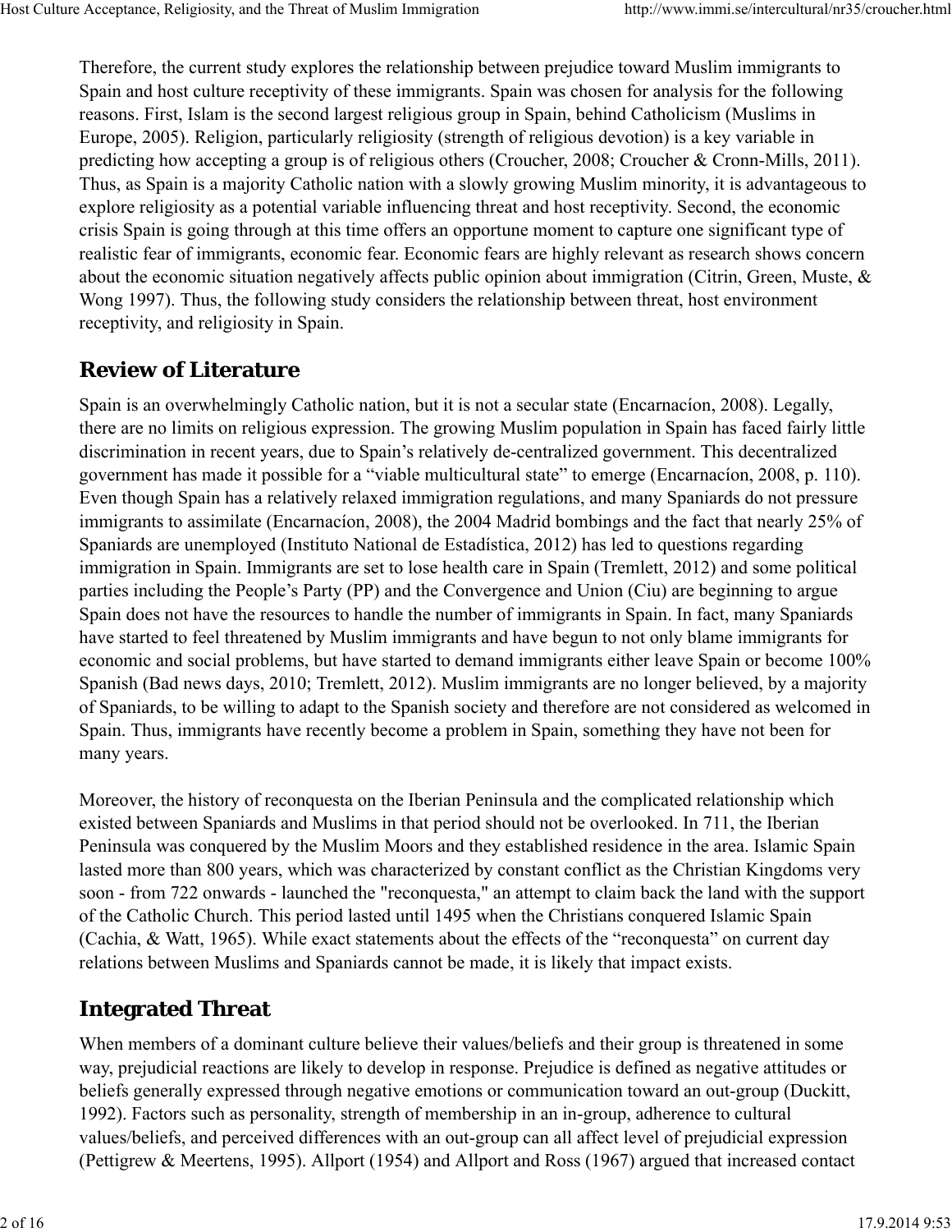Therefore, the current study explores the relationship between prejudice toward Muslim immigrants to Spain and host culture receptivity of these immigrants. Spain was chosen for analysis for the following reasons. First, Islam is the second largest religious group in Spain, behind Catholicism (Muslims in Europe, 2005). Religion, particularly religiosity (strength of religious devotion) is a key variable in predicting how accepting a group is of religious others (Croucher, 2008; Croucher & Cronn-Mills, 2011). Thus, as Spain is a majority Catholic nation with a slowly growing Muslim minority, it is advantageous to explore religiosity as a potential variable influencing threat and host receptivity. Second, the economic crisis Spain is going through at this time offers an opportune moment to capture one significant type of realistic fear of immigrants, economic fear. Economic fears are highly relevant as research shows concern about the economic situation negatively affects public opinion about immigration (Citrin, Green, Muste, & Wong 1997). Thus, the following study considers the relationship between threat, host environment receptivity, and religiosity in Spain.

## Review of Literature

Spain is an overwhelmingly Catholic nation, but it is not a secular state (Encarnacíon, 2008). Legally, there are no limits on religious expression. The growing Muslim population in Spain has faced fairly little discrimination in recent years, due to Spain's relatively de-centralized government. This decentralized government has made it possible for a "viable multicultural state" to emerge (Encarnacíon, 2008, p. 110). Even though Spain has a relatively relaxed immigration regulations, and many Spaniards do not pressure immigrants to assimilate (Encarnacíon, 2008), the 2004 Madrid bombings and the fact that nearly 25% of Spaniards are unemployed (Instituto National de Estadística, 2012) has led to questions regarding immigration in Spain. Immigrants are set to lose health care in Spain (Tremlett, 2012) and some political parties including the People's Party (PP) and the Convergence and Union (Ciu) are beginning to argue Spain does not have the resources to handle the number of immigrants in Spain. In fact, many Spaniards have started to feel threatened by Muslim immigrants and have begun to not only blame immigrants for economic and social problems, but have started to demand immigrants either leave Spain or become 100% Spanish (Bad news days, 2010; Tremlett, 2012). Muslim immigrants are no longer believed, by a majority of Spaniards, to be willing to adapt to the Spanish society and therefore are not considered as welcomed in Spain. Thus, immigrants have recently become a problem in Spain, something they have not been for many years.

Moreover, the history of reconquesta on the Iberian Peninsula and the complicated relationship which existed between Spaniards and Muslims in that period should not be overlooked. In 711, the Iberian Peninsula was conquered by the Muslim Moors and they established residence in the area. Islamic Spain lasted more than 800 years, which was characterized by constant conflict as the Christian Kingdoms very soon - from 722 onwards - launched the "reconquesta," an attempt to claim back the land with the support of the Catholic Church. This period lasted until 1495 when the Christians conquered Islamic Spain (Cachia, & Watt, 1965). While exact statements about the effects of the "reconquesta" on current day relations between Muslims and Spaniards cannot be made, it is likely that impact exists.

## Integrated Threat

When members of a dominant culture believe their values/beliefs and their group is threatened in some way, prejudicial reactions are likely to develop in response. Prejudice is defined as negative attitudes or beliefs generally expressed through negative emotions or communication toward an out-group (Duckitt, 1992). Factors such as personality, strength of membership in an in-group, adherence to cultural values/beliefs, and perceived differences with an out-group can all affect level of prejudicial expression (Pettigrew & Meertens, 1995). Allport (1954) and Allport and Ross (1967) argued that increased contact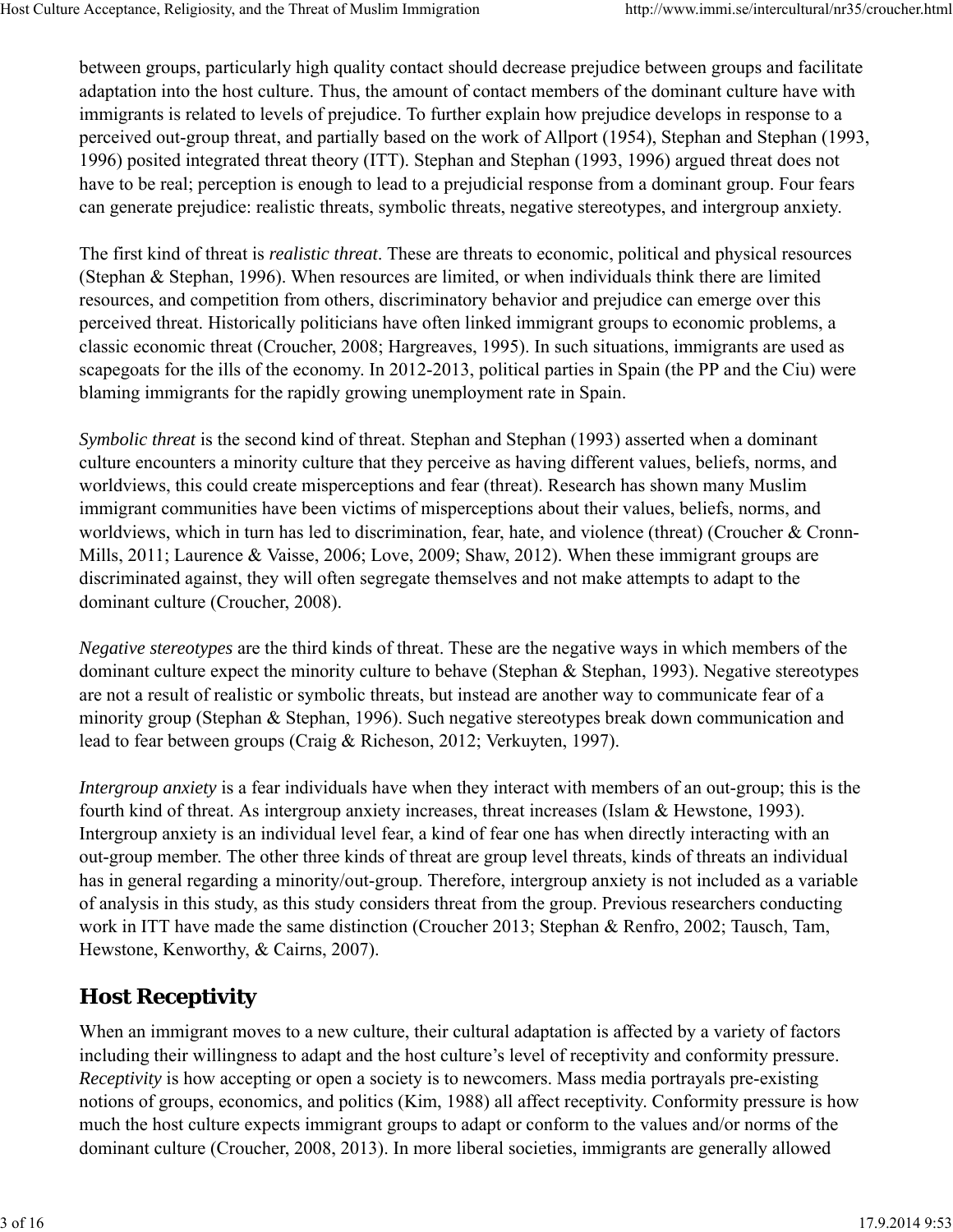between groups, particularly high quality contact should decrease prejudice between groups and facilitate adaptation into the host culture. Thus, the amount of contact members of the dominant culture have with immigrants is related to levels of prejudice. To further explain how prejudice develops in response to a perceived out-group threat, and partially based on the work of Allport (1954), Stephan and Stephan (1993, 1996) posited integrated threat theory (ITT). Stephan and Stephan (1993, 1996) argued threat does not have to be real; perception is enough to lead to a prejudicial response from a dominant group. Four fears can generate prejudice: realistic threats, symbolic threats, negative stereotypes, and intergroup anxiety.

The first kind of threat is *realistic threat*. These are threats to economic, political and physical resources (Stephan & Stephan, 1996). When resources are limited, or when individuals think there are limited resources, and competition from others, discriminatory behavior and prejudice can emerge over this perceived threat. Historically politicians have often linked immigrant groups to economic problems, a classic economic threat (Croucher, 2008; Hargreaves, 1995). In such situations, immigrants are used as scapegoats for the ills of the economy. In 2012-2013, political parties in Spain (the PP and the Ciu) were blaming immigrants for the rapidly growing unemployment rate in Spain.

*Symbolic threat* is the second kind of threat. Stephan and Stephan (1993) asserted when a dominant culture encounters a minority culture that they perceive as having different values, beliefs, norms, and worldviews, this could create misperceptions and fear (threat). Research has shown many Muslim immigrant communities have been victims of misperceptions about their values, beliefs, norms, and worldviews, which in turn has led to discrimination, fear, hate, and violence (threat) (Croucher & Cronn-Mills, 2011; Laurence & Vaisse, 2006; Love, 2009; Shaw, 2012). When these immigrant groups are discriminated against, they will often segregate themselves and not make attempts to adapt to the dominant culture (Croucher, 2008).

*Negative stereotypes* are the third kinds of threat. These are the negative ways in which members of the dominant culture expect the minority culture to behave (Stephan & Stephan, 1993). Negative stereotypes are not a result of realistic or symbolic threats, but instead are another way to communicate fear of a minority group (Stephan & Stephan, 1996). Such negative stereotypes break down communication and lead to fear between groups (Craig & Richeson, 2012; Verkuyten, 1997).

*Intergroup anxiety* is a fear individuals have when they interact with members of an out-group; this is the fourth kind of threat. As intergroup anxiety increases, threat increases (Islam & Hewstone, 1993). Intergroup anxiety is an individual level fear, a kind of fear one has when directly interacting with an out-group member. The other three kinds of threat are group level threats, kinds of threats an individual has in general regarding a minority/out-group. Therefore, intergroup anxiety is not included as a variable of analysis in this study, as this study considers threat from the group. Previous researchers conducting work in ITT have made the same distinction (Croucher 2013; Stephan & Renfro, 2002; Tausch, Tam, Hewstone, Kenworthy, & Cairns, 2007).

## Host Receptivity

When an immigrant moves to a new culture, their cultural adaptation is affected by a variety of factors including their willingness to adapt and the host culture's level of receptivity and conformity pressure. *Receptivity* is how accepting or open a society is to newcomers. Mass media portrayals pre-existing notions of groups, economics, and politics (Kim, 1988) all affect receptivity. Conformity pressure is how much the host culture expects immigrant groups to adapt or conform to the values and/or norms of the dominant culture (Croucher, 2008, 2013). In more liberal societies, immigrants are generally allowed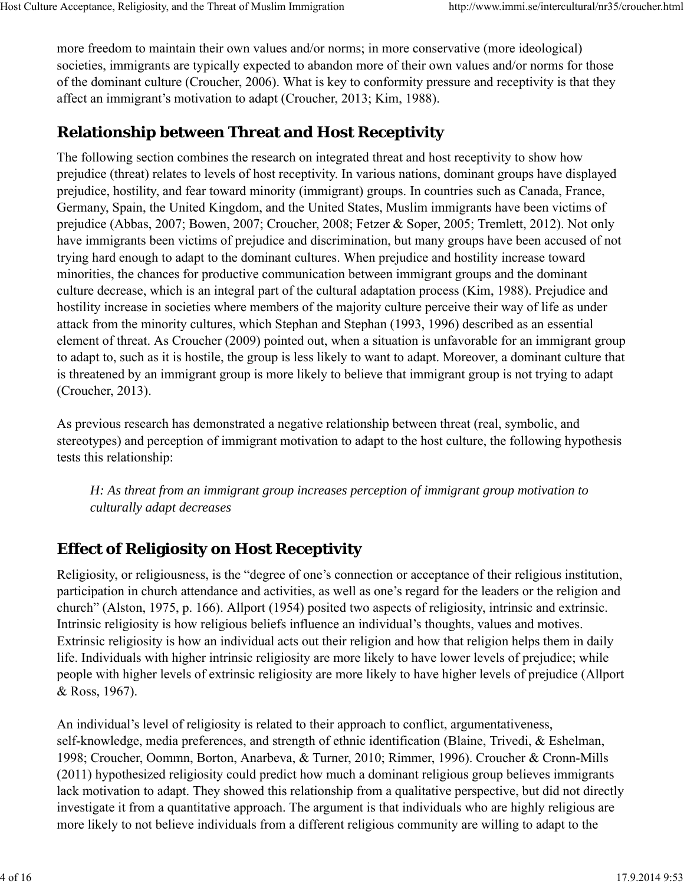more freedom to maintain their own values and/or norms; in more conservative (more ideological) societies, immigrants are typically expected to abandon more of their own values and/or norms for those of the dominant culture (Croucher, 2006). What is key to conformity pressure and receptivity is that they affect an immigrant's motivation to adapt (Croucher, 2013; Kim, 1988).

## Relationship between Threat and Host Receptivity

The following section combines the research on integrated threat and host receptivity to show how prejudice (threat) relates to levels of host receptivity. In various nations, dominant groups have displayed prejudice, hostility, and fear toward minority (immigrant) groups. In countries such as Canada, France, Germany, Spain, the United Kingdom, and the United States, Muslim immigrants have been victims of prejudice (Abbas, 2007; Bowen, 2007; Croucher, 2008; Fetzer & Soper, 2005; Tremlett, 2012). Not only have immigrants been victims of prejudice and discrimination, but many groups have been accused of not trying hard enough to adapt to the dominant cultures. When prejudice and hostility increase toward minorities, the chances for productive communication between immigrant groups and the dominant culture decrease, which is an integral part of the cultural adaptation process (Kim, 1988). Prejudice and hostility increase in societies where members of the majority culture perceive their way of life as under attack from the minority cultures, which Stephan and Stephan (1993, 1996) described as an essential element of threat. As Croucher (2009) pointed out, when a situation is unfavorable for an immigrant group to adapt to, such as it is hostile, the group is less likely to want to adapt. Moreover, a dominant culture that is threatened by an immigrant group is more likely to believe that immigrant group is not trying to adapt (Croucher, 2013).

As previous research has demonstrated a negative relationship between threat (real, symbolic, and stereotypes) and perception of immigrant motivation to adapt to the host culture, the following hypothesis tests this relationship:

> *H: As threat from an immigrant group increases perception of immigrant group motivation to culturally adapt decreases*

## Effect of Religiosity on Host Receptivity

Religiosity, or religiousness, is the "degree of one's connection or acceptance of their religious institution, participation in church attendance and activities, as well as one's regard for the leaders or the religion and church" (Alston, 1975, p. 166). Allport (1954) posited two aspects of religiosity, intrinsic and extrinsic. Intrinsic religiosity is how religious beliefs influence an individual's thoughts, values and motives. Extrinsic religiosity is how an individual acts out their religion and how that religion helps them in daily life. Individuals with higher intrinsic religiosity are more likely to have lower levels of prejudice; while people with higher levels of extrinsic religiosity are more likely to have higher levels of prejudice (Allport & Ross, 1967).

An individual's level of religiosity is related to their approach to conflict, argumentativeness, self-knowledge, media preferences, and strength of ethnic identification (Blaine, Trivedi, & Eshelman, 1998; Croucher, Oommn, Borton, Anarbeva, & Turner, 2010; Rimmer, 1996). Croucher & Cronn-Mills (2011) hypothesized religiosity could predict how much a dominant religious group believes immigrants lack motivation to adapt. They showed this relationship from a qualitative perspective, but did not directly investigate it from a quantitative approach. The argument is that individuals who are highly religious are more likely to not believe individuals from a different religious community are willing to adapt to the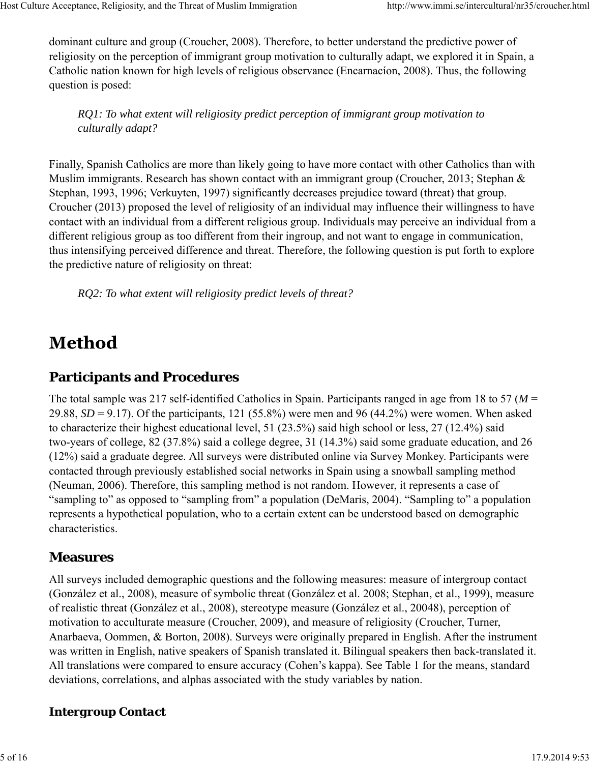dominant culture and group (Croucher, 2008). Therefore, to better understand the predictive power of religiosity on the perception of immigrant group motivation to culturally adapt, we explored it in Spain, a Catholic nation known for high levels of religious observance (Encarnacíon, 2008). Thus, the following question is posed:

> *RQ1: To what extent will religiosity predict perception of immigrant group motivation to culturally adapt?*

Finally, Spanish Catholics are more than likely going to have more contact with other Catholics than with Muslim immigrants. Research has shown contact with an immigrant group (Croucher, 2013; Stephan & Stephan, 1993, 1996; Verkuyten, 1997) significantly decreases prejudice toward (threat) that group. Croucher (2013) proposed the level of religiosity of an individual may influence their willingness to have contact with an individual from a different religious group. Individuals may perceive an individual from a different religious group as too different from their ingroup, and not want to engage in communication, thus intensifying perceived difference and threat. Therefore, the following question is put forth to explore the predictive nature of religiosity on threat:

> *RQ2: To what extent will religiosity predict levels of threat?*

# Method

## Participants and Procedures

The total sample was 217 self-identified Catholics in Spain. Participants ranged in age from 18 to 57 (*M* = 29.88, *SD* = 9.17). Of the participants, 121 (55.8%) were men and 96 (44.2%) were women. When asked to characterize their highest educational level, 51 (23.5%) said high school or less, 27 (12.4%) said two-years of college, 82 (37.8%) said a college degree, 31 (14.3%) said some graduate education, and 26 (12%) said a graduate degree. All surveys were distributed online via Survey Monkey. Participants were contacted through previously established social networks in Spain using a snowball sampling method (Neuman, 2006). Therefore, this sampling method is not random. However, it represents a case of "sampling to" as opposed to "sampling from" a population (DeMaris, 2004). "Sampling to" a population represents a hypothetical population, who to a certain extent can be understood based on demographic characteristics.

## Measures

All surveys included demographic questions and the following measures: measure of intergroup contact (González et al., 2008), measure of symbolic threat (González et al. 2008; Stephan, et al., 1999), measure of realistic threat (González et al., 2008), stereotype measure (González et al., 20048), perception of motivation to acculturate measure (Croucher, 2009), and measure of religiosity (Croucher, Turner, Anarbaeva, Oommen, & Borton, 2008). Surveys were originally prepared in English. After the instrument was written in English, native speakers of Spanish translated it. Bilingual speakers then back-translated it. All translations were compared to ensure accuracy (Cohen's kappa). See Table 1 for the means, standard deviations, correlations, and alphas associated with the study variables by nation.

### Intergroup Contact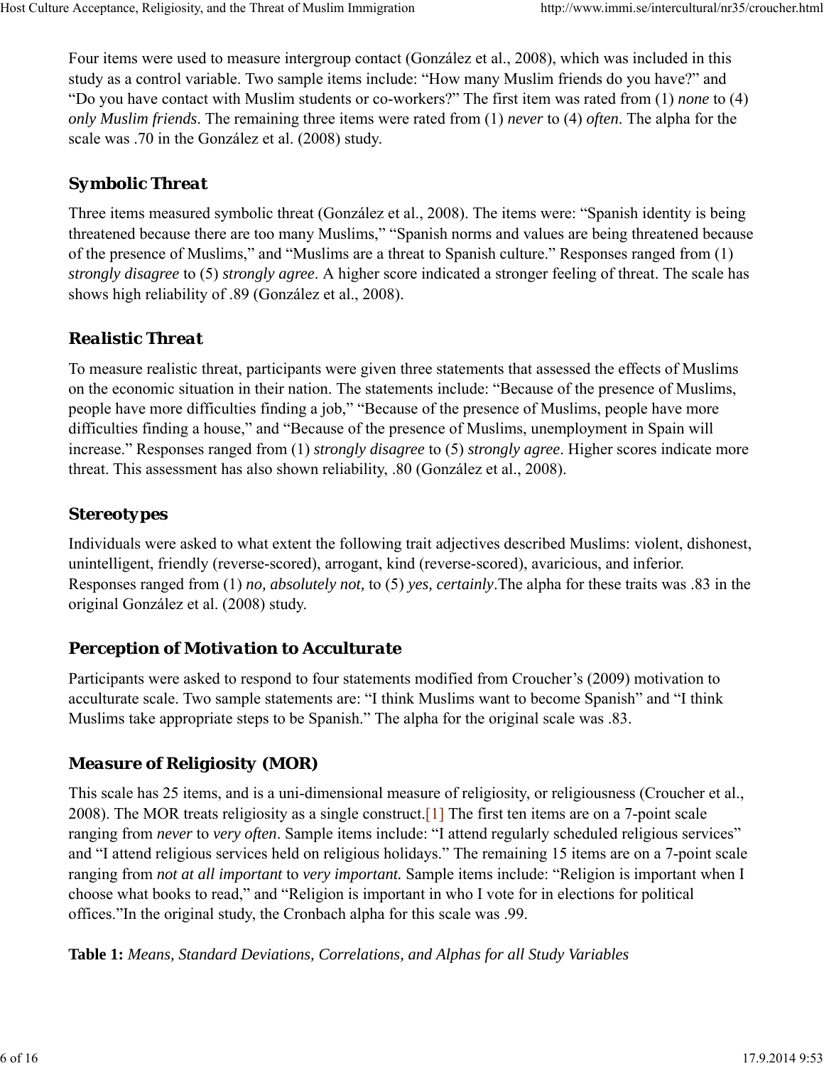Four items were used to measure intergroup contact (González et al., 2008), which was included in this study as a control variable. Two sample items include: “How many Muslim friends do you have?” and “Do you have contact with Muslim students or co-workers?” The first item was rated from (1) *none* to (4) *only Muslim friends*. The remaining three items were rated from (1) *never* to (4) *often*. The alpha for the scale was .70 in the González et al. (2008) study.

### Symbolic Threat

Three items measured symbolic threat (González et al., 2008). The items were: “Spanish identity is being threatened because there are too many Muslims,” “Spanish norms and values are being threatened because of the presence of Muslims,” and “Muslims are a threat to Spanish culture.” Responses ranged from (1) *strongly disagree* to (5) *strongly agree*. A higher score indicated a stronger feeling of threat. The scale has shows high reliability of .89 (González et al., 2008).

### Realistic Threat

To measure realistic threat, participants were given three statements that assessed the effects of Muslims on the economic situation in their nation. The statements include: “Because of the presence of Muslims, people have more difficulties finding a job,” “Because of the presence of Muslims, people have more difficulties finding a house,” and “Because of the presence of Muslims, unemployment in Spain will increase.” Responses ranged from (1) *strongly disagree* to (5) *strongly agree*. Higher scores indicate more threat. This assessment has also shown reliability, .80 (González et al., 2008).

### Stereotypes

Individuals were asked to what extent the following trait adjectives described Muslims: violent, dishonest, unintelligent, friendly (reverse-scored), arrogant, kind (reverse-scored), avaricious, and inferior. Responses ranged from (1) *no, absolutely not,* to (5) *yes, certainly*.The alpha for these traits was .83 in the original González et al. (2008) study.

### Perception of Motivation to Acculturate

Participants were asked to respond to four statements modified from Croucher’s (2009) motivation to acculturate scale. Two sample statements are: “I think Muslims want to become Spanish” and “I think Muslims take appropriate steps to be Spanish.” The alpha for the original scale was .83.

### Measure of Religiosity (MOR)

This scale has 25 items, and is a uni-dimensional measure of religiosity, or religiousness (Croucher et al., 2008). The MOR treats religiosity as a single construct.[1] The first ten items are on a 7-point scale ranging from *never* to *very often*. Sample items include: “I attend regularly scheduled religious services” and “I attend religious services held on religious holidays.” The remaining 15 items are on a 7-point scale ranging from *not at all important* to *very important.* Sample items include: “Religion is important when I choose what books to read,” and “Religion is important in who I vote for in elections for political offices.”In the original study, the Cronbach alpha for this scale was .99.

**Table 1:** *Means, Standard Deviations, Correlations, and Alphas for all Study Variables*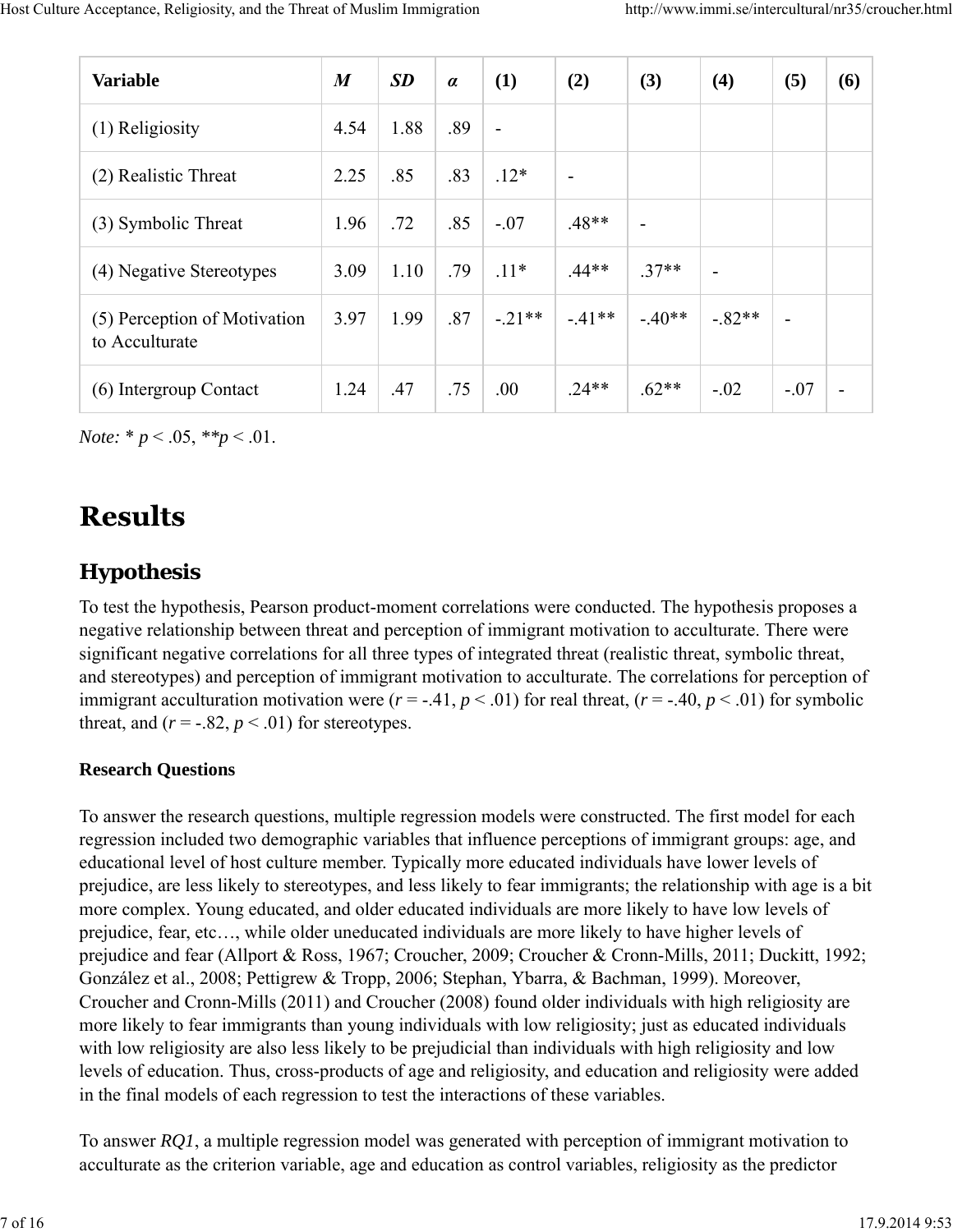| Variable | *M* | *SD* | *α* | (1) | (2) | (3) | (4) | (5) | (6) |
|---|---|---|---|---|---|---|---|---|---|
| (1) Religiosity | 4.54 | 1.88 | .89 | - | | | | | |
| (2) Realistic Threat | 2.25 | .85 | .83 | .12* | - | | | | |
| (3) Symbolic Threat | 1.96 | .72 | .85 | -.07 | .48** | - | | | |
| (4) Negative Stereotypes | 3.09 | 1.10 | .79 | .11* | .44** | .37** | - | | |
| (5) Perception of Motivation to Acculturate | 3.97 | 1.99 | .87 | -.21** | -.41** | -.40** | -.82** | - | |
| (6) Intergroup Contact | 1.24 | .47 | .75 | .00 | .24** | .62** | -.02 | -.07 | - |

*Note:* * $p < .05$, ** $p < .01$.

# Results

## Hypothesis

To test the hypothesis, Pearson product-moment correlations were conducted. The hypothesis proposes a negative relationship between threat and perception of immigrant motivation to acculturate. There were significant negative correlations for all three types of integrated threat (realistic threat, symbolic threat, and stereotypes) and perception of immigrant motivation to acculturate. The correlations for perception of immigrant acculturation motivation were ($r = -.41$, $p < .01$) for real threat, ($r = -.40$, $p < .01$) for symbolic threat, and ($r = -.82$, $p < .01$) for stereotypes.

**Research Questions**

To answer the research questions, multiple regression models were constructed. The first model for each regression included two demographic variables that influence perceptions of immigrant groups: age, and educational level of host culture member. Typically more educated individuals have lower levels of prejudice, are less likely to stereotypes, and less likely to fear immigrants; the relationship with age is a bit more complex. Young educated, and older educated individuals are more likely to have low levels of prejudice, fear, etc…, while older uneducated individuals are more likely to have higher levels of prejudice and fear (Allport & Ross, 1967; Croucher, 2009; Croucher & Cronn-Mills, 2011; Duckitt, 1992; González et al., 2008; Pettigrew & Tropp, 2006; Stephan, Ybarra, & Bachman, 1999). Moreover, Croucher and Cronn-Mills (2011) and Croucher (2008) found older individuals with high religiosity are more likely to fear immigrants than young individuals with low religiosity; just as educated individuals with low religiosity are also less likely to be prejudicial than individuals with high religiosity and low levels of education. Thus, cross-products of age and religiosity, and education and religiosity were added in the final models of each regression to test the interactions of these variables.

To answer *RQ1*, a multiple regression model was generated with perception of immigrant motivation to acculturate as the criterion variable, age and education as control variables, religiosity as the predictor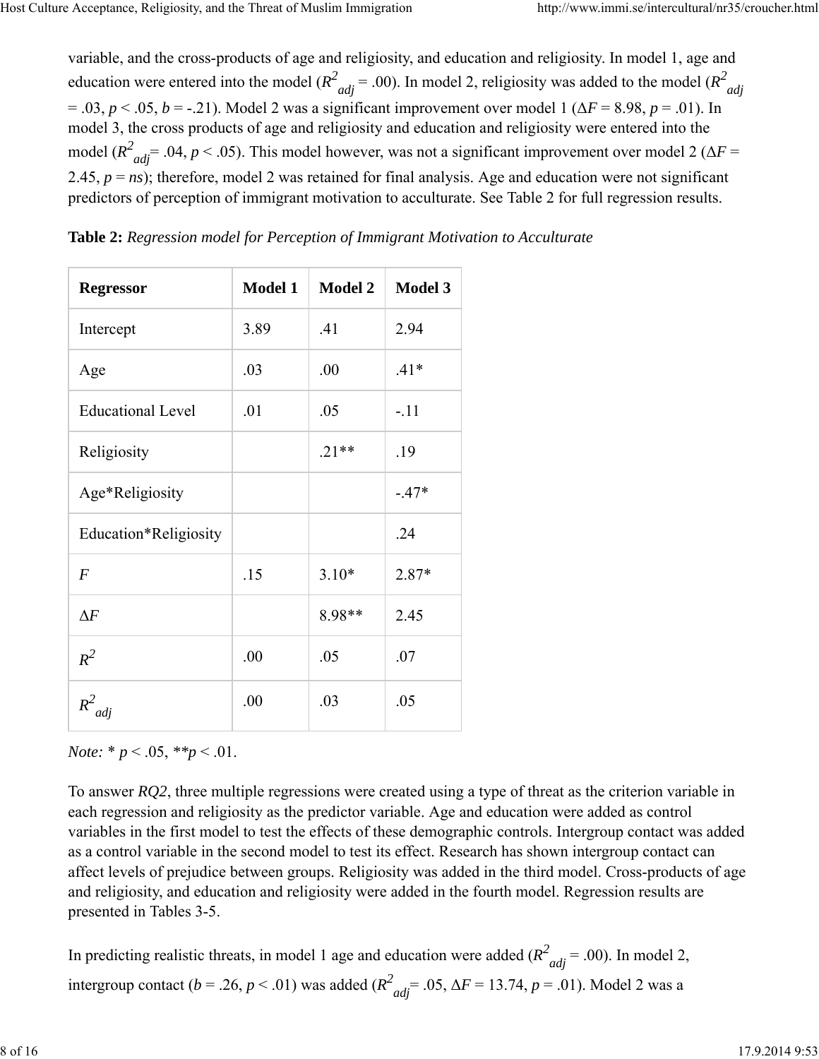variable, and the cross-products of age and religiosity, and education and religiosity. In model 1, age and education were entered into the model ($R^2_{adj}$ = .00). In model 2, religiosity was added to the model ($R^2_{adj}$ = .03, $p$ < .05, $b$ = -.21). Model 2 was a significant improvement over model 1 ($\Delta F$ = 8.98, $p$ = .01). In model 3, the cross products of age and religiosity and education and religiosity were entered into the model ($R^2_{adj}$= .04, $p$ < .05). This model however, was not a significant improvement over model 2 ($\Delta F$ = 2.45, $p$ = *ns*); therefore, model 2 was retained for final analysis. Age and education were not significant predictors of perception of immigrant motivation to acculturate. See Table 2 for full regression results.

**Table 2:** *Regression model for Perception of Immigrant Motivation to Acculturate*

| Regressor | Model 1 | Model 2 | Model 3 |
|---|---|---|---|
| Intercept | 3.89 | .41 | 2.94 |
| Age | .03 | .00 | .41* |
| Educational Level | .01 | .05 | -.11 |
| Religiosity | | .21** | .19 |
| Age*Religiosity | | | -.47* |
| Education*Religiosity | | | .24 |
| $F$ | .15 | 3.10* | 2.87* |
| $\Delta F$ | | 8.98** | 2.45 |
| $R^2$ | .00 | .05 | .07 |
| $R^2_{adj}$ | .00 | .03 | .05 |

*Note:* * $p$ < .05, ** $p$ < .01.

To answer *RQ2*, three multiple regressions were created using a type of threat as the criterion variable in each regression and religiosity as the predictor variable. Age and education were added as control variables in the first model to test the effects of these demographic controls. Intergroup contact was added as a control variable in the second model to test its effect. Research has shown intergroup contact can affect levels of prejudice between groups. Religiosity was added in the third model. Cross-products of age and religiosity, and education and religiosity were added in the fourth model. Regression results are presented in Tables 3-5.

In predicting realistic threats, in model 1 age and education were added ($R^2_{adj}$ = .00). In model 2, intergroup contact ($b$ = .26, $p$ < .01) was added ($R^2_{adj}$= .05, $\Delta F$ = 13.74, $p$ = .01). Model 2 was a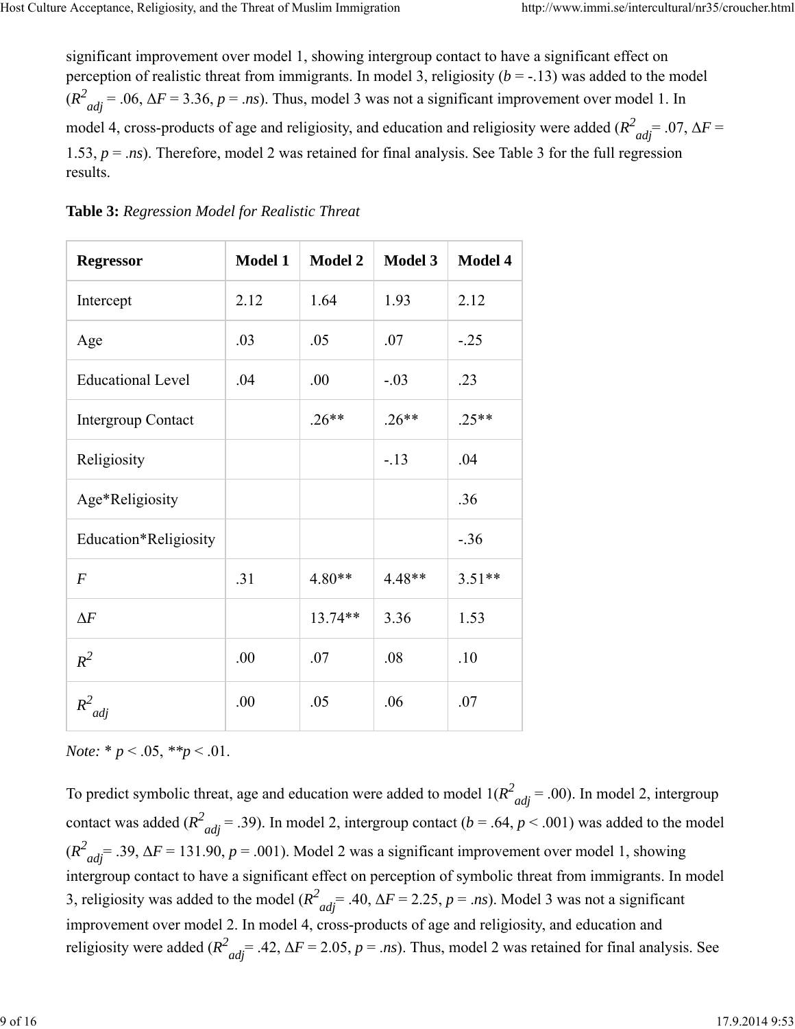significant improvement over model 1, showing intergroup contact to have a significant effect on perception of realistic threat from immigrants. In model 3, religiosity ($b$ = -.13) was added to the model ($R^2_{adj}$ = .06, $\Delta F$ = 3.36, $p$ = .*ns*). Thus, model 3 was not a significant improvement over model 1. In model 4, cross-products of age and religiosity, and education and religiosity were added ($R^2_{adj}$= .07, $\Delta F$ = 1.53, $p$ = .*ns*). Therefore, model 2 was retained for final analysis. See Table 3 for the full regression results.

**Table 3:** *Regression Model for Realistic Threat*

| Regressor | Model 1 | Model 2 | Model 3 | Model 4 |
|---|---|---|---|---|
| Intercept | 2.12 | 1.64 | 1.93 | 2.12 |
| Age | .03 | .05 | .07 | -.25 |
| Educational Level | .04 | .00 | -.03 | .23 |
| Intergroup Contact | | .26** | .26** | .25** |
| Religiosity | | | -.13 | .04 |
| Age*Religiosity | | | | .36 |
| Education*Religiosity | | | | -.36 |
| $F$ | .31 | 4.80** | 4.48** | 3.51** |
| $\Delta F$ | | 13.74** | 3.36 | 1.53 |
| $R^2$ | .00 | .07 | .08 | .10 |
| $R^2_{adj}$ | .00 | .05 | .06 | .07 |

*Note:* * $p$ < .05, **$p$ < .01.

To predict symbolic threat, age and education were added to model 1($R^2_{adj}$ = .00). In model 2, intergroup contact was added ($R^2_{adj}$ = .39). In model 2, intergroup contact ($b$ = .64, $p$ < .001) was added to the model ($R^2_{adj}$= .39, $\Delta F$ = 131.90, $p$ = .001). Model 2 was a significant improvement over model 1, showing intergroup contact to have a significant effect on perception of symbolic threat from immigrants. In model 3, religiosity was added to the model ($R^2_{adj}$= .40, $\Delta F$ = 2.25, $p$ = .*ns*). Model 3 was not a significant improvement over model 2. In model 4, cross-products of age and religiosity, and education and religiosity were added ($R^2_{adj}$= .42, $\Delta F$ = 2.05, $p$ = .*ns*). Thus, model 2 was retained for final analysis. See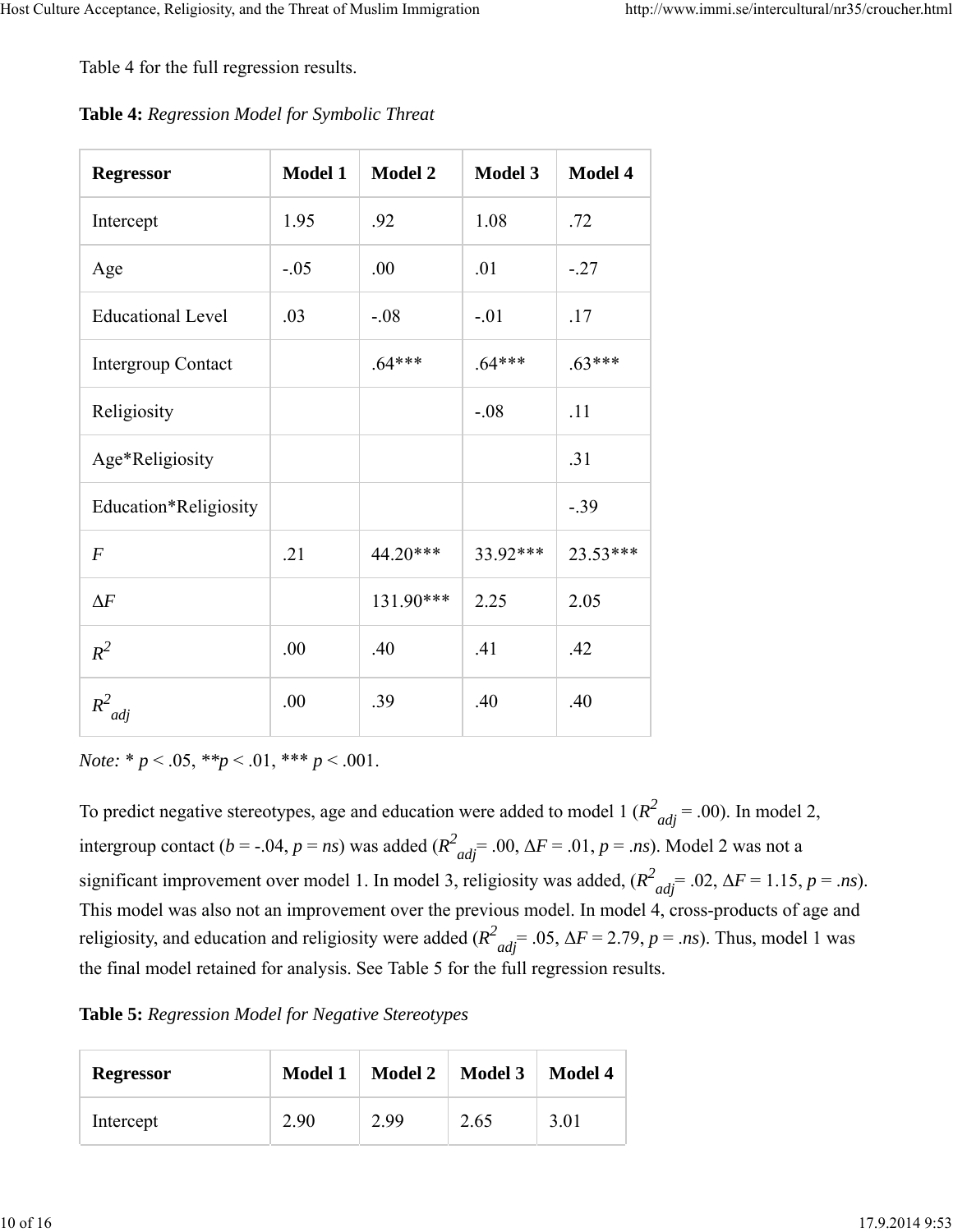Table 4 for the full regression results.

**Table 4:** *Regression Model for Symbolic Threat*

| Regressor | Model 1 | Model 2 | Model 3 | Model 4 |
|---|---|---|---|---|
| Intercept | 1.95 | .92 | 1.08 | .72 |
| Age | -.05 | .00 | .01 | -.27 |
| Educational Level | .03 | -.08 | -.01 | .17 |
| Intergroup Contact | | .64*** | .64*** | .63*** |
| Religiosity | | | -.08 | .11 |
| Age*Religiosity | | | | .31 |
| Education*Religiosity | | | | -.39 |
| *F* | .21 | 44.20*** | 33.92*** | 23.53*** |
| Δ*F* | | 131.90*** | 2.25 | 2.05 |
| $R^2$ | .00 | .40 | .41 | .42 |
| $R^2_{adj}$ | .00 | .39 | .40 | .40 |

*Note:* * $p < .05$, ** $p < .01$, *** $p < .001$.

To predict negative stereotypes, age and education were added to model 1 ($R^2_{adj} = .00$). In model 2, intergroup contact ($b = -.04$, $p = ns$) was added ($R^2_{adj} = .00$, $\Delta F = .01$, $p = .ns$). Model 2 was not a significant improvement over model 1. In model 3, religiosity was added, ($R^2_{adj} = .02$, $\Delta F = 1.15$, $p = .ns$). This model was also not an improvement over the previous model. In model 4, cross-products of age and religiosity, and education and religiosity were added ($R^2_{adj} = .05$, $\Delta F = 2.79$, $p = .ns$). Thus, model 1 was the final model retained for analysis. See Table 5 for the full regression results.

**Table 5:** *Regression Model for Negative Stereotypes*

| Regressor | Model 1 | Model 2 | Model 3 | Model 4 |
|---|---|---|---|---|
| Intercept | 2.90 | 2.99 | 2.65 | 3.01 |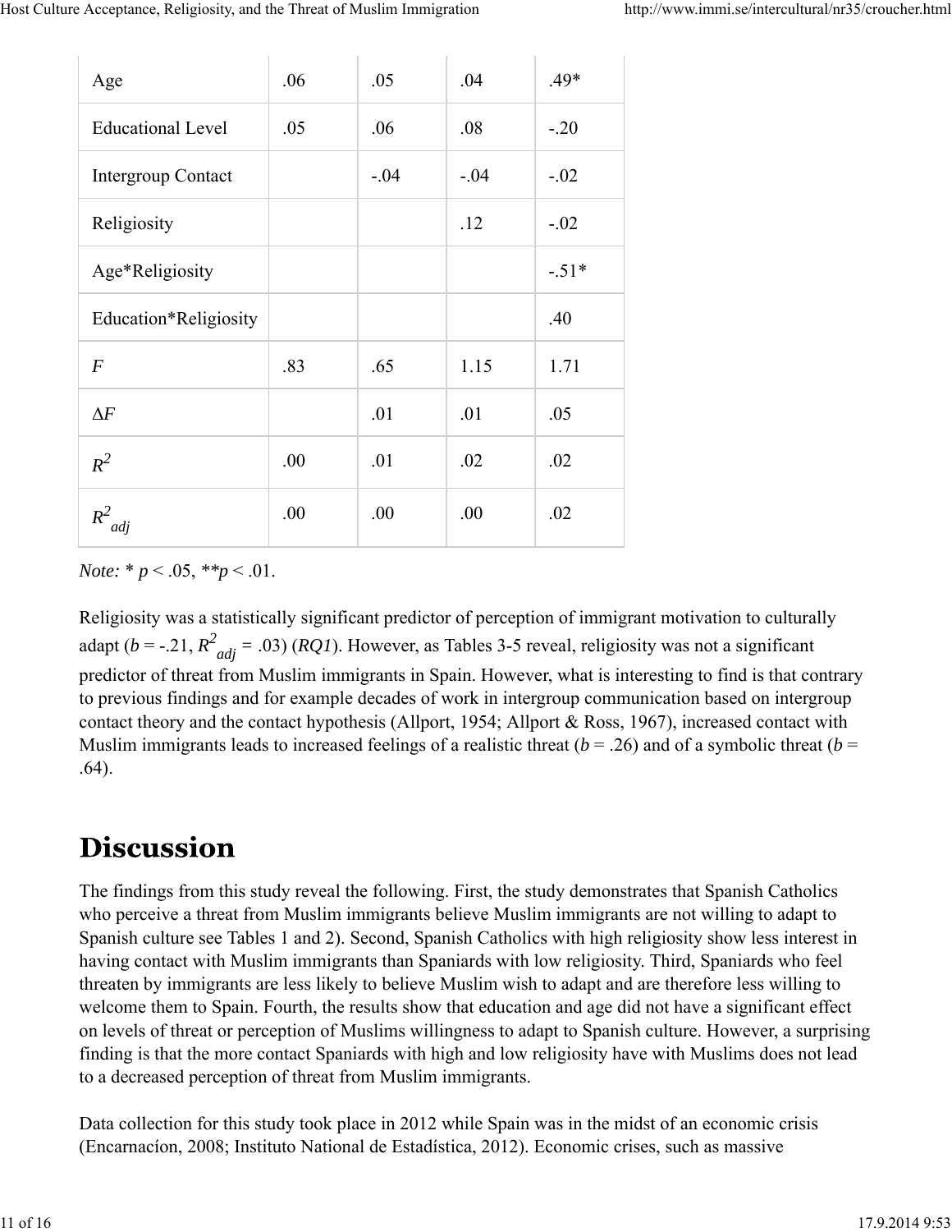| | | | | |
|---|---|---|---|---|
| Age | .06 | .05 | .04 | .49* |
| Educational Level | .05 | .06 | .08 | -.20 |
| Intergroup Contact | | -.04 | -.04 | -.02 |
| Religiosity | | | .12 | -.02 |
| Age*Religiosity | | | | -.51* |
| Education*Religiosity | | | | .40 |
| *F* | .83 | .65 | 1.15 | 1.71 |
| $\Delta F$ | | .01 | .01 | .05 |
| $R^2$ | .00 | .01 | .02 | .02 |
| $R^2_{adj}$ | .00 | .00 | .00 | .02 |

*Note:* * $p < .05$, ** $p < .01$.

Religiosity was a statistically significant predictor of perception of immigrant motivation to culturally adapt ($b = -.21$, $R^2_{adj} = .03$) (*RQ1*). However, as Tables 3-5 reveal, religiosity was not a significant predictor of threat from Muslim immigrants in Spain. However, what is interesting to find is that contrary to previous findings and for example decades of work in intergroup communication based on intergroup contact theory and the contact hypothesis (Allport, 1954; Allport & Ross, 1967), increased contact with Muslim immigrants leads to increased feelings of a realistic threat ($b = .26$) and of a symbolic threat ($b = .64$).

# Discussion

The findings from this study reveal the following. First, the study demonstrates that Spanish Catholics who perceive a threat from Muslim immigrants believe Muslim immigrants are not willing to adapt to Spanish culture see Tables 1 and 2). Second, Spanish Catholics with high religiosity show less interest in having contact with Muslim immigrants than Spaniards with low religiosity. Third, Spaniards who feel threaten by immigrants are less likely to believe Muslim wish to adapt and are therefore less willing to welcome them to Spain. Fourth, the results show that education and age did not have a significant effect on levels of threat or perception of Muslims willingness to adapt to Spanish culture. However, a surprising finding is that the more contact Spaniards with high and low religiosity have with Muslims does not lead to a decreased perception of threat from Muslim immigrants.

Data collection for this study took place in 2012 while Spain was in the midst of an economic crisis (Encarnacíon, 2008; Instituto National de Estadística, 2012). Economic crises, such as massive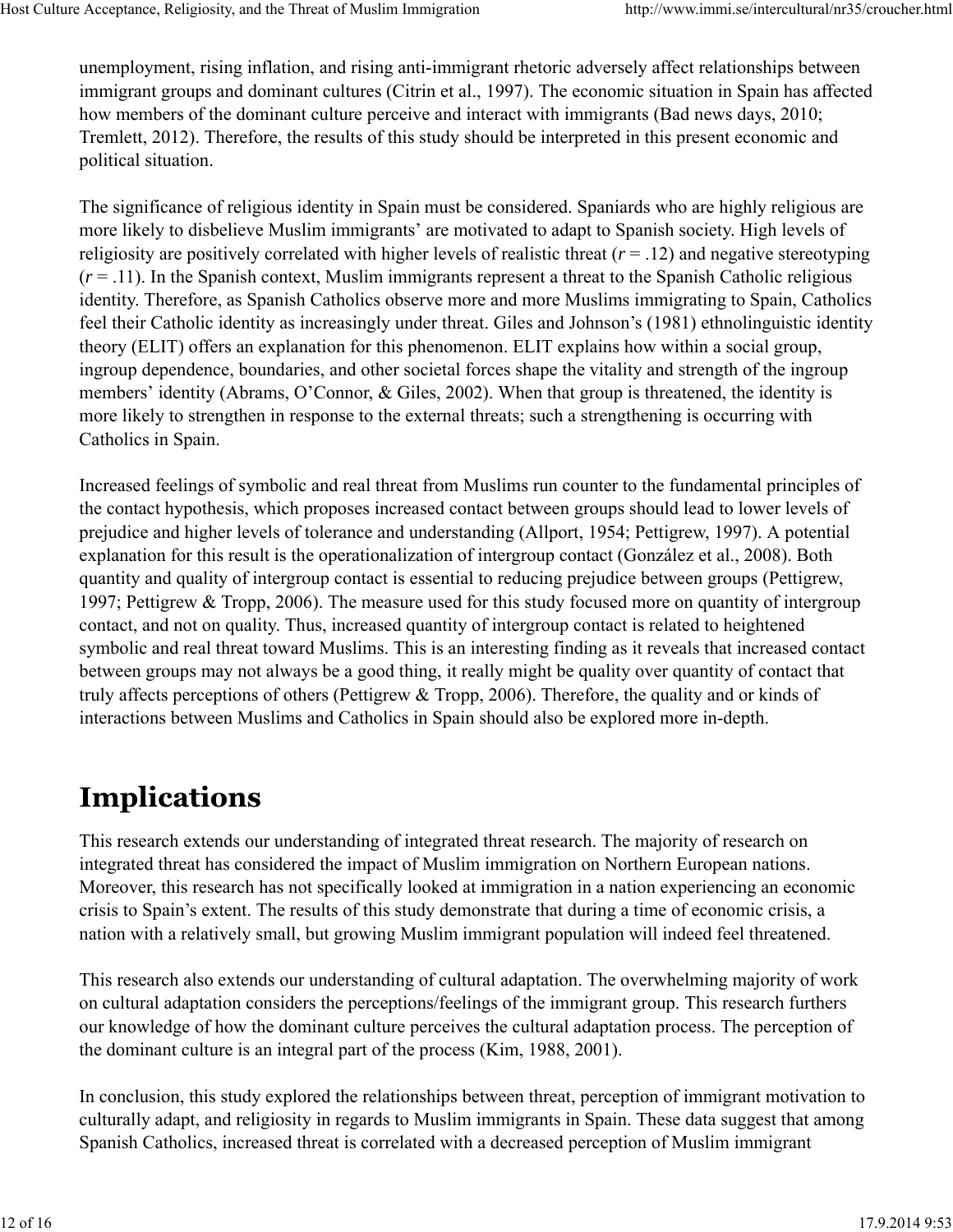unemployment, rising inflation, and rising anti-immigrant rhetoric adversely affect relationships between immigrant groups and dominant cultures (Citrin et al., 1997). The economic situation in Spain has affected how members of the dominant culture perceive and interact with immigrants (Bad news days, 2010; Tremlett, 2012). Therefore, the results of this study should be interpreted in this present economic and political situation.

The significance of religious identity in Spain must be considered. Spaniards who are highly religious are more likely to disbelieve Muslim immigrants' are motivated to adapt to Spanish society. High levels of religiosity are positively correlated with higher levels of realistic threat ($r = .12$) and negative stereotyping ($r = .11$). In the Spanish context, Muslim immigrants represent a threat to the Spanish Catholic religious identity. Therefore, as Spanish Catholics observe more and more Muslims immigrating to Spain, Catholics feel their Catholic identity as increasingly under threat. Giles and Johnson's (1981) ethnolinguistic identity theory (ELIT) offers an explanation for this phenomenon. ELIT explains how within a social group, ingroup dependence, boundaries, and other societal forces shape the vitality and strength of the ingroup members' identity (Abrams, O'Connor, & Giles, 2002). When that group is threatened, the identity is more likely to strengthen in response to the external threats; such a strengthening is occurring with Catholics in Spain.

Increased feelings of symbolic and real threat from Muslims run counter to the fundamental principles of the contact hypothesis, which proposes increased contact between groups should lead to lower levels of prejudice and higher levels of tolerance and understanding (Allport, 1954; Pettigrew, 1997). A potential explanation for this result is the operationalization of intergroup contact (González et al., 2008). Both quantity and quality of intergroup contact is essential to reducing prejudice between groups (Pettigrew, 1997; Pettigrew & Tropp, 2006). The measure used for this study focused more on quantity of intergroup contact, and not on quality. Thus, increased quantity of intergroup contact is related to heightened symbolic and real threat toward Muslims. This is an interesting finding as it reveals that increased contact between groups may not always be a good thing, it really might be quality over quantity of contact that truly affects perceptions of others (Pettigrew & Tropp, 2006). Therefore, the quality and or kinds of interactions between Muslims and Catholics in Spain should also be explored more in-depth.

# Implications

This research extends our understanding of integrated threat research. The majority of research on integrated threat has considered the impact of Muslim immigration on Northern European nations. Moreover, this research has not specifically looked at immigration in a nation experiencing an economic crisis to Spain's extent. The results of this study demonstrate that during a time of economic crisis, a nation with a relatively small, but growing Muslim immigrant population will indeed feel threatened.

This research also extends our understanding of cultural adaptation. The overwhelming majority of work on cultural adaptation considers the perceptions/feelings of the immigrant group. This research furthers our knowledge of how the dominant culture perceives the cultural adaptation process. The perception of the dominant culture is an integral part of the process (Kim, 1988, 2001).

In conclusion, this study explored the relationships between threat, perception of immigrant motivation to culturally adapt, and religiosity in regards to Muslim immigrants in Spain. These data suggest that among Spanish Catholics, increased threat is correlated with a decreased perception of Muslim immigrant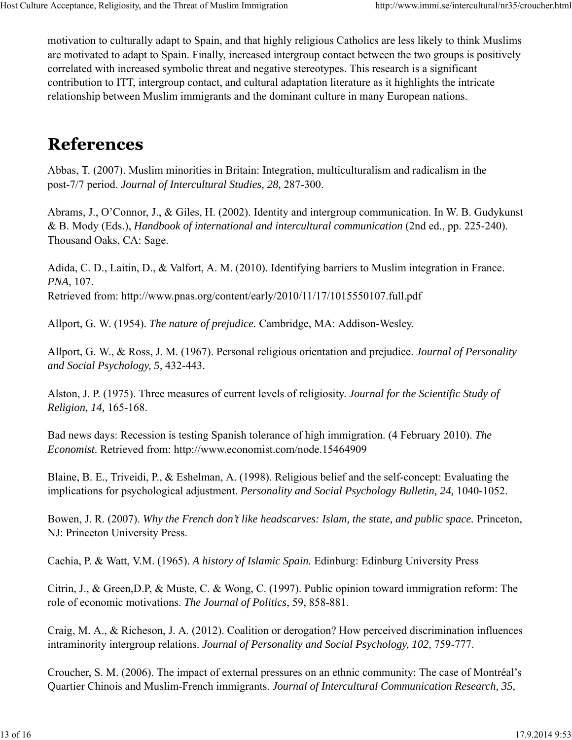motivation to culturally adapt to Spain, and that highly religious Catholics are less likely to think Muslims are motivated to adapt to Spain. Finally, increased intergroup contact between the two groups is positively correlated with increased symbolic threat and negative stereotypes. This research is a significant contribution to ITT, intergroup contact, and cultural adaptation literature as it highlights the intricate relationship between Muslim immigrants and the dominant culture in many European nations.

# References

Abbas, T. (2007). Muslim minorities in Britain: Integration, multiculturalism and radicalism in the post-7/7 period. *Journal of Intercultural Studies, 28,* 287-300.

Abrams, J., O'Connor, J., & Giles, H. (2002). Identity and intergroup communication. In W. B. Gudykunst & B. Mody (Eds.), *Handbook of international and intercultural communication* (2nd ed., pp. 225-240). Thousand Oaks, CA: Sage.

Adida, C. D., Laitin, D., & Valfort, A. M. (2010). Identifying barriers to Muslim integration in France. *PNA*, 107.
Retrieved from: http://www.pnas.org/content/early/2010/11/17/1015550107.full.pdf

Allport, G. W. (1954). *The nature of prejudice.* Cambridge, MA: Addison-Wesley.

Allport, G. W., & Ross, J. M. (1967). Personal religious orientation and prejudice. *Journal of Personality and Social Psychology, 5,* 432-443.

Alston, J. P. (1975). Three measures of current levels of religiosity. *Journal for the Scientific Study of Religion, 14,* 165-168.

Bad news days: Recession is testing Spanish tolerance of high immigration. (4 February 2010). *The Economist*. Retrieved from: http://www.economist.com/node.15464909

Blaine, B. E., Triveidi, P., & Eshelman, A. (1998). Religious belief and the self-concept: Evaluating the implications for psychological adjustment. *Personality and Social Psychology Bulletin, 24,* 1040-1052.

Bowen, J. R. (2007). *Why the French don't like headscarves: Islam, the state, and public space.* Princeton, NJ: Princeton University Press.

Cachia, P. & Watt, V.M. (1965). *A history of Islamic Spain.* Edinburg: Edinburg University Press

Citrin, J., & Green,D.P, & Muste, C. & Wong, C. (1997). Public opinion toward immigration reform: The role of economic motivations. *The Journal of Politics*, 59, 858-881.

Craig, M. A., & Richeson, J. A. (2012). Coalition or derogation? How perceived discrimination influences intraminority intergroup relations. *Journal of Personality and Social Psychology, 102,* 759-777.

Croucher, S. M. (2006). The impact of external pressures on an ethnic community: The case of Montréal's Quartier Chinois and Muslim-French immigrants. *Journal of Intercultural Communication Research, 35,*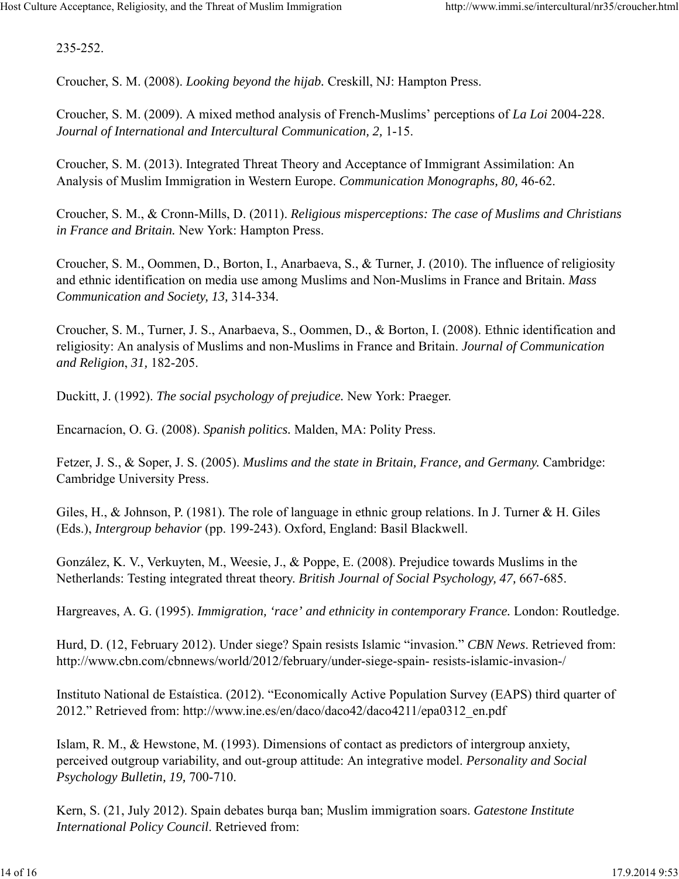235-252.

Croucher, S. M. (2008). *Looking beyond the hijab.* Creskill, NJ: Hampton Press.

Croucher, S. M. (2009). A mixed method analysis of French-Muslims' perceptions of *La Loi* 2004-228. *Journal of International and Intercultural Communication, 2,* 1-15.

Croucher, S. M. (2013). Integrated Threat Theory and Acceptance of Immigrant Assimilation: An Analysis of Muslim Immigration in Western Europe. *Communication Monographs, 80,* 46-62.

Croucher, S. M., & Cronn-Mills, D. (2011). *Religious misperceptions: The case of Muslims and Christians in France and Britain.* New York: Hampton Press.

Croucher, S. M., Oommen, D., Borton, I., Anarbaeva, S., & Turner, J. (2010). The influence of religiosity and ethnic identification on media use among Muslims and Non-Muslims in France and Britain. *Mass Communication and Society, 13,* 314-334.

Croucher, S. M., Turner, J. S., Anarbaeva, S., Oommen, D., & Borton, I. (2008). Ethnic identification and religiosity: An analysis of Muslims and non-Muslims in France and Britain. *Journal of Communication and Religion*, *31,* 182-205.

Duckitt, J. (1992). *The social psychology of prejudice.* New York: Praeger.

Encarnacíon, O. G. (2008). *Spanish politics.* Malden, MA: Polity Press.

Fetzer, J. S., & Soper, J. S. (2005). *Muslims and the state in Britain, France, and Germany.* Cambridge: Cambridge University Press.

Giles, H., & Johnson, P. (1981). The role of language in ethnic group relations. In J. Turner & H. Giles (Eds.), *Intergroup behavior* (pp. 199-243). Oxford, England: Basil Blackwell.

González, K. V., Verkuyten, M., Weesie, J., & Poppe, E. (2008). Prejudice towards Muslims in the Netherlands: Testing integrated threat theory. *British Journal of Social Psychology, 47,* 667-685.

Hargreaves, A. G. (1995). *Immigration, 'race' and ethnicity in contemporary France.* London: Routledge.

Hurd, D. (12, February 2012). Under siege? Spain resists Islamic "invasion." *CBN News*. Retrieved from: http://www.cbn.com/cbnnews/world/2012/february/under-siege-spain- resists-islamic-invasion-/

Instituto National de Estaística. (2012). "Economically Active Population Survey (EAPS) third quarter of 2012." Retrieved from: http://www.ine.es/en/daco/daco42/daco4211/epa0312_en.pdf

Islam, R. M., & Hewstone, M. (1993). Dimensions of contact as predictors of intergroup anxiety, perceived outgroup variability, and out-group attitude: An integrative model. *Personality and Social Psychology Bulletin, 19,* 700-710.

Kern, S. (21, July 2012). Spain debates burqa ban; Muslim immigration soars. *Gatestone Institute International Policy Council*. Retrieved from: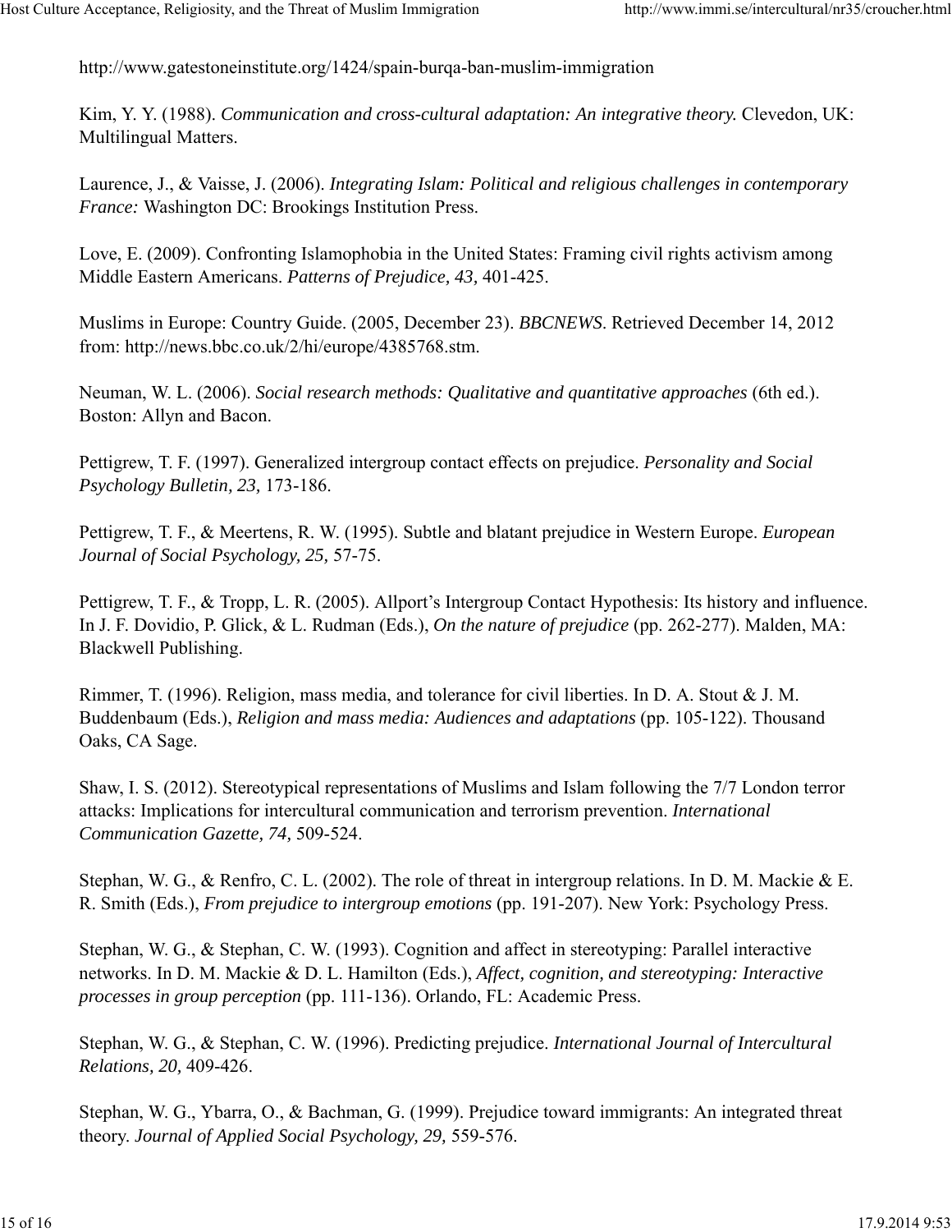http://www.gatestoneinstitute.org/1424/spain-burqa-ban-muslim-immigration

Kim, Y. Y. (1988). *Communication and cross-cultural adaptation: An integrative theory.* Clevedon, UK: Multilingual Matters.

Laurence, J., & Vaisse, J. (2006). *Integrating Islam: Political and religious challenges in contemporary France:* Washington DC: Brookings Institution Press.

Love, E. (2009). Confronting Islamophobia in the United States: Framing civil rights activism among Middle Eastern Americans. *Patterns of Prejudice, 43,* 401-425.

Muslims in Europe: Country Guide. (2005, December 23). *BBCNEWS*. Retrieved December 14, 2012 from: http://news.bbc.co.uk/2/hi/europe/4385768.stm.

Neuman, W. L. (2006). *Social research methods: Qualitative and quantitative approaches* (6th ed.). Boston: Allyn and Bacon.

Pettigrew, T. F. (1997). Generalized intergroup contact effects on prejudice. *Personality and Social Psychology Bulletin, 23,* 173-186.

Pettigrew, T. F., & Meertens, R. W. (1995). Subtle and blatant prejudice in Western Europe. *European Journal of Social Psychology, 25,* 57-75.

Pettigrew, T. F., & Tropp, L. R. (2005). Allport's Intergroup Contact Hypothesis: Its history and influence. In J. F. Dovidio, P. Glick, & L. Rudman (Eds.), *On the nature of prejudice* (pp. 262-277). Malden, MA: Blackwell Publishing.

Rimmer, T. (1996). Religion, mass media, and tolerance for civil liberties. In D. A. Stout & J. M. Buddenbaum (Eds.), *Religion and mass media: Audiences and adaptations* (pp. 105-122). Thousand Oaks, CA Sage.

Shaw, I. S. (2012). Stereotypical representations of Muslims and Islam following the 7/7 London terror attacks: Implications for intercultural communication and terrorism prevention. *International Communication Gazette, 74,* 509-524.

Stephan, W. G., & Renfro, C. L. (2002). The role of threat in intergroup relations. In D. M. Mackie & E. R. Smith (Eds.), *From prejudice to intergroup emotions* (pp. 191-207). New York: Psychology Press.

Stephan, W. G., & Stephan, C. W. (1993). Cognition and affect in stereotyping: Parallel interactive networks. In D. M. Mackie & D. L. Hamilton (Eds.), *Affect, cognition, and stereotyping: Interactive processes in group perception* (pp. 111-136). Orlando, FL: Academic Press.

Stephan, W. G., & Stephan, C. W. (1996). Predicting prejudice. *International Journal of Intercultural Relations, 20,* 409-426.

Stephan, W. G., Ybarra, O., & Bachman, G. (1999). Prejudice toward immigrants: An integrated threat theory. *Journal of Applied Social Psychology, 29,* 559-576.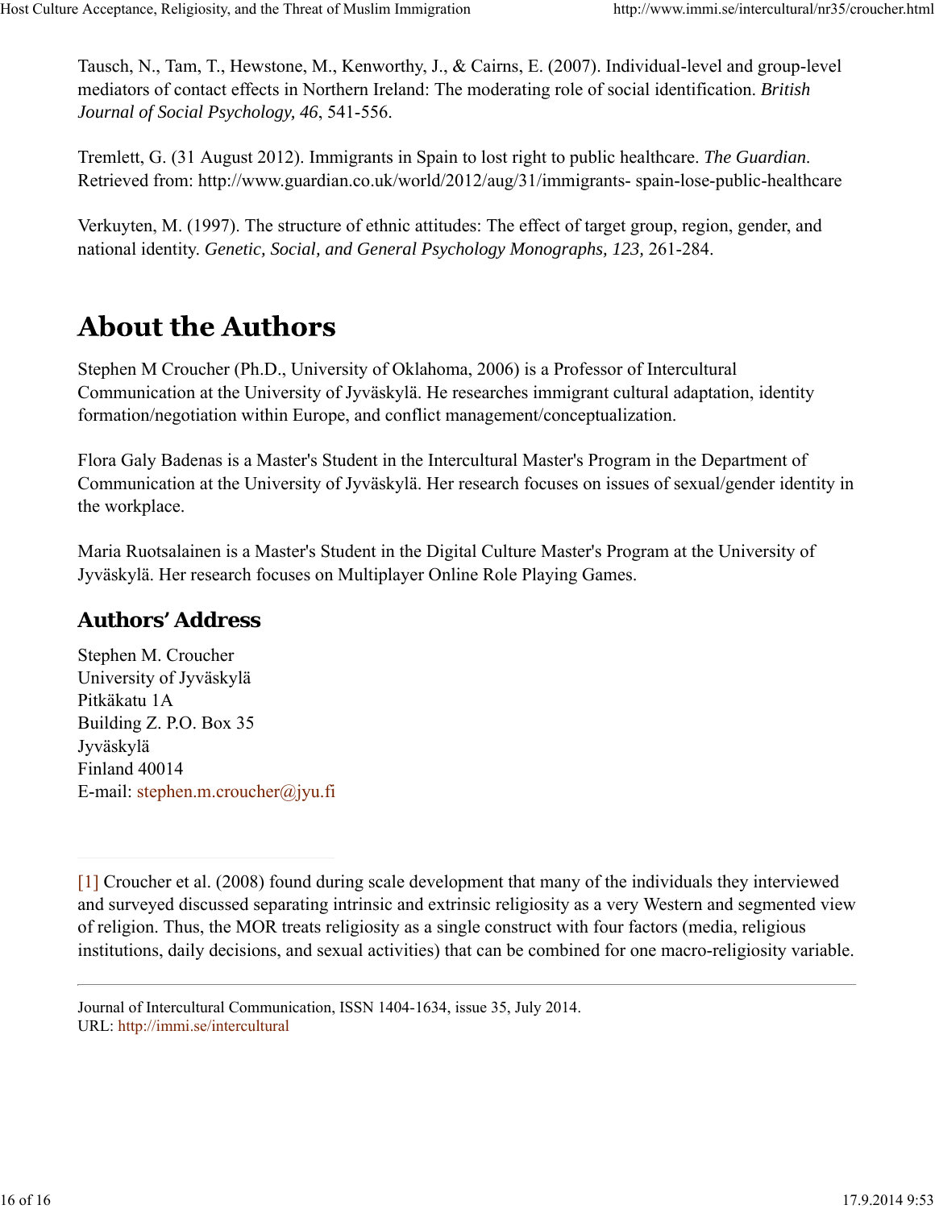Tausch, N., Tam, T., Hewstone, M., Kenworthy, J., & Cairns, E. (2007). Individual-level and group-level mediators of contact effects in Northern Ireland: The moderating role of social identification. *British Journal of Social Psychology, 46*, 541-556.

Tremlett, G. (31 August 2012). Immigrants in Spain to lost right to public healthcare. *The Guardian*. Retrieved from: http://www.guardian.co.uk/world/2012/aug/31/immigrants- spain-lose-public-healthcare

Verkuyten, M. (1997). The structure of ethnic attitudes: The effect of target group, region, gender, and national identity. *Genetic, Social, and General Psychology Monographs, 123,* 261-284.

# About the Authors

Stephen M Croucher (Ph.D., University of Oklahoma, 2006) is a Professor of Intercultural Communication at the University of Jyväskylä. He researches immigrant cultural adaptation, identity formation/negotiation within Europe, and conflict management/conceptualization.

Flora Galy Badenas is a Master's Student in the Intercultural Master's Program in the Department of Communication at the University of Jyväskylä. Her research focuses on issues of sexual/gender identity in the workplace.

Maria Ruotsalainen is a Master's Student in the Digital Culture Master's Program at the University of Jyväskylä. Her research focuses on Multiplayer Online Role Playing Games.

## Authors' Address

Stephen M. Croucher
University of Jyväskylä
Pitkäkatu 1A
Building Z. P.O. Box 35
Jyväskylä
Finland 40014
E-mail: stephen.m.croucher@jyu.fi

---

[1] Croucher et al. (2008) found during scale development that many of the individuals they interviewed and surveyed discussed separating intrinsic and extrinsic religiosity as a very Western and segmented view of religion. Thus, the MOR treats religiosity as a single construct with four factors (media, religious institutions, daily decisions, and sexual activities) that can be combined for one macro-religiosity variable.

---

Journal of Intercultural Communication, ISSN 1404-1634, issue 35, July 2014.
URL: http://immi.se/intercultural